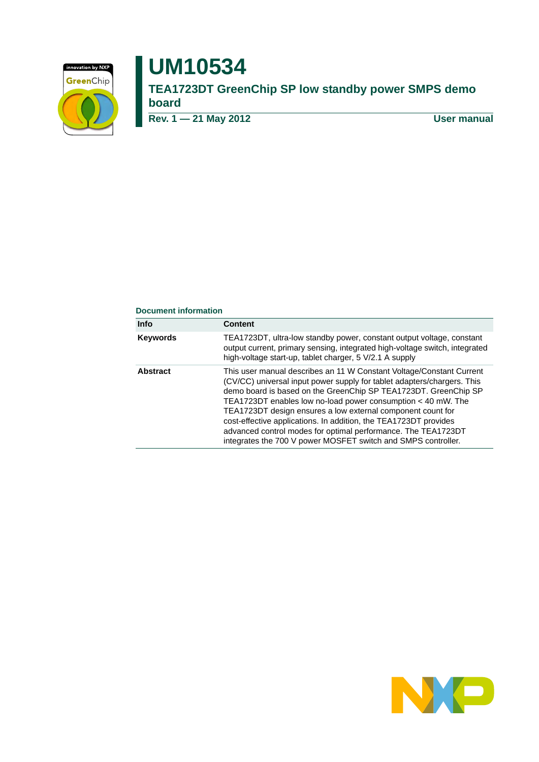# UM10534

## TEA1723DT GreenChip SP low standby power SMPS demo board

**Rev. 1 — 21 May 2012** **User manual**

### Document information

| Info | Content |
|---|---|
| **Keywords** | TEA1723DT, ultra-low standby power, constant output voltage, constant output current, primary sensing, integrated high-voltage switch, integrated high-voltage start-up, tablet charger, 5 V/2.1 A supply |
| **Abstract** | This user manual describes an 11 W Constant Voltage/Constant Current (CV/CC) universal input power supply for tablet adapters/chargers. This demo board is based on the GreenChip SP TEA1723DT. GreenChip SP TEA1723DT enables low no-load power consumption < 40 mW. The TEA1723DT design ensures a low external component count for cost-effective applications. In addition, the TEA1723DT provides advanced control modes for optimal performance. The TEA1723DT integrates the 700 V power MOSFET switch and SMPS controller. |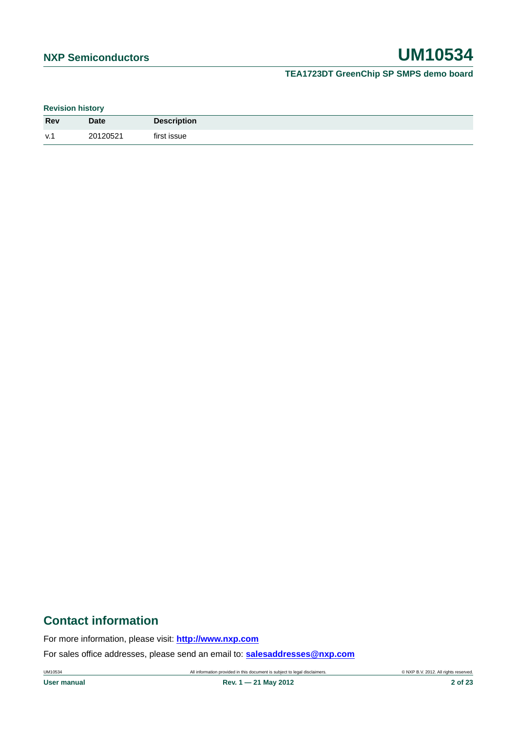**Revision history**

| Rev | Date | Description |
| --- | --- | --- |
| v.1 | 20120521 | first issue |

## Contact information

For more information, please visit: **http://www.nxp.com**

For sales office addresses, please send an email to: **salesaddresses@nxp.com**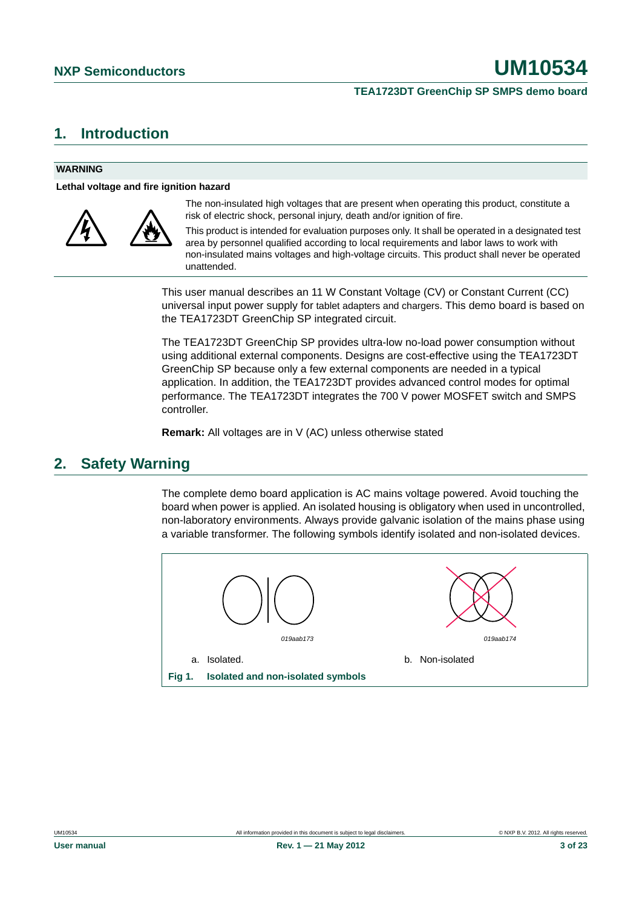## 1. Introduction

**WARNING**

**Lethal voltage and fire ignition hazard**

The non-insulated high voltages that are present when operating this product, constitute a risk of electric shock, personal injury, death and/or ignition of fire.

This product is intended for evaluation purposes only. It shall be operated in a designated test area by personnel qualified according to local requirements and labor laws to work with non-insulated mains voltages and high-voltage circuits. This product shall never be operated unattended.

This user manual describes an 11 W Constant Voltage (CV) or Constant Current (CC) universal input power supply for tablet adapters and chargers. This demo board is based on the TEA1723DT GreenChip SP integrated circuit.

The TEA1723DT GreenChip SP provides ultra-low no-load power consumption without using additional external components. Designs are cost-effective using the TEA1723DT GreenChip SP because only a few external components are needed in a typical application. In addition, the TEA1723DT provides advanced control modes for optimal performance. The TEA1723DT integrates the 700 V power MOSFET switch and SMPS controller.

**Remark:** All voltages are in V (AC) unless otherwise stated

## 2. Safety Warning

The complete demo board application is AC mains voltage powered. Avoid touching the board when power is applied. An isolated housing is obligatory when used in uncontrolled, non-laboratory environments. Always provide galvanic isolation of the mains phase using a variable transformer. The following symbols identify isolated and non-isolated devices.

019aab173

a. Isolated.

019aab174

b. Non-isolated

**Fig 1. Isolated and non-isolated symbols**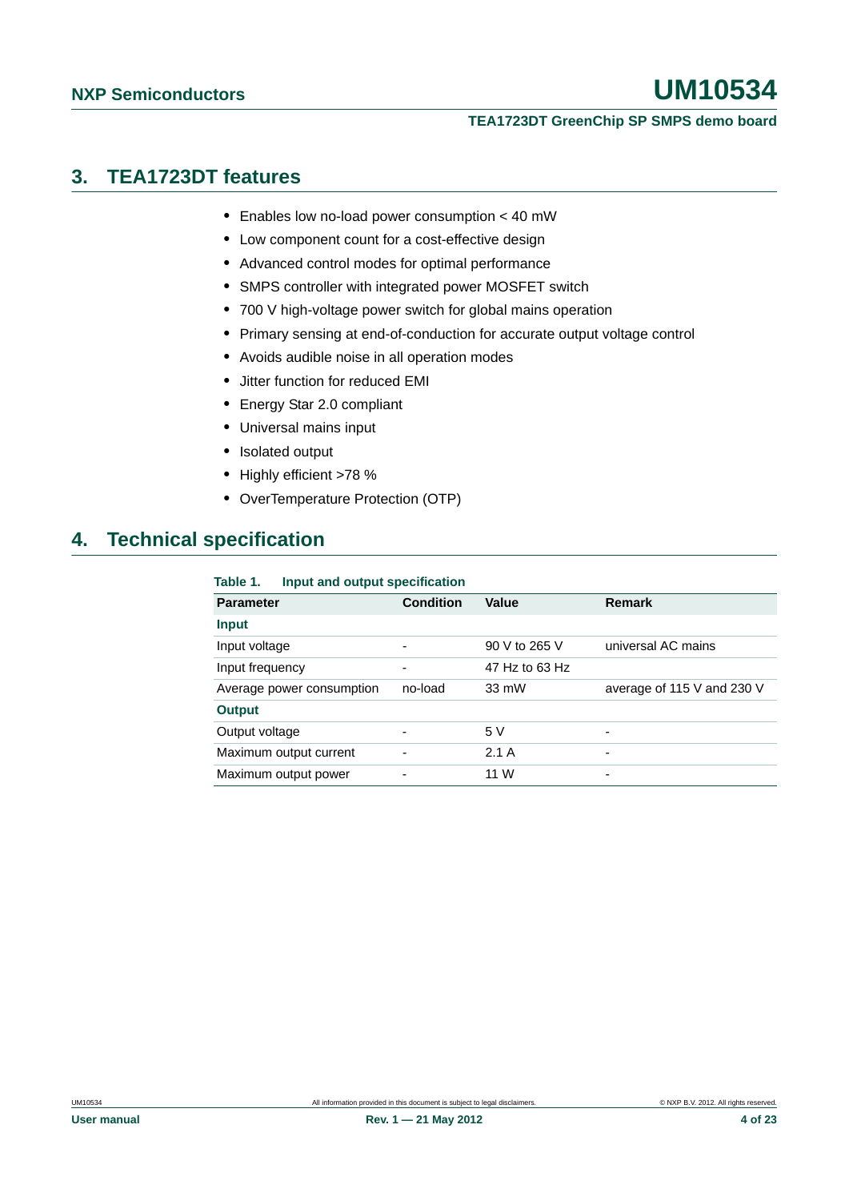## 3. TEA1723DT features

- Enables low no-load power consumption < 40 mW
- Low component count for a cost-effective design
- Advanced control modes for optimal performance
- SMPS controller with integrated power MOSFET switch
- 700 V high-voltage power switch for global mains operation
- Primary sensing at end-of-conduction for accurate output voltage control
- Avoids audible noise in all operation modes
- Jitter function for reduced EMI
- Energy Star 2.0 compliant
- Universal mains input
- Isolated output
- Highly efficient >78 %
- OverTemperature Protection (OTP)

## 4. Technical specification

**Table 1. Input and output specification**

| Parameter | Condition | Value | Remark |
|---|---|---|---|
| **Input** | | | |
| Input voltage | - | 90 V to 265 V | universal AC mains |
| Input frequency | - | 47 Hz to 63 Hz | |
| Average power consumption | no-load | 33 mW | average of 115 V and 230 V |
| **Output** | | | |
| Output voltage | - | 5 V | - |
| Maximum output current | - | 2.1 A | - |
| Maximum output power | - | 11 W | - |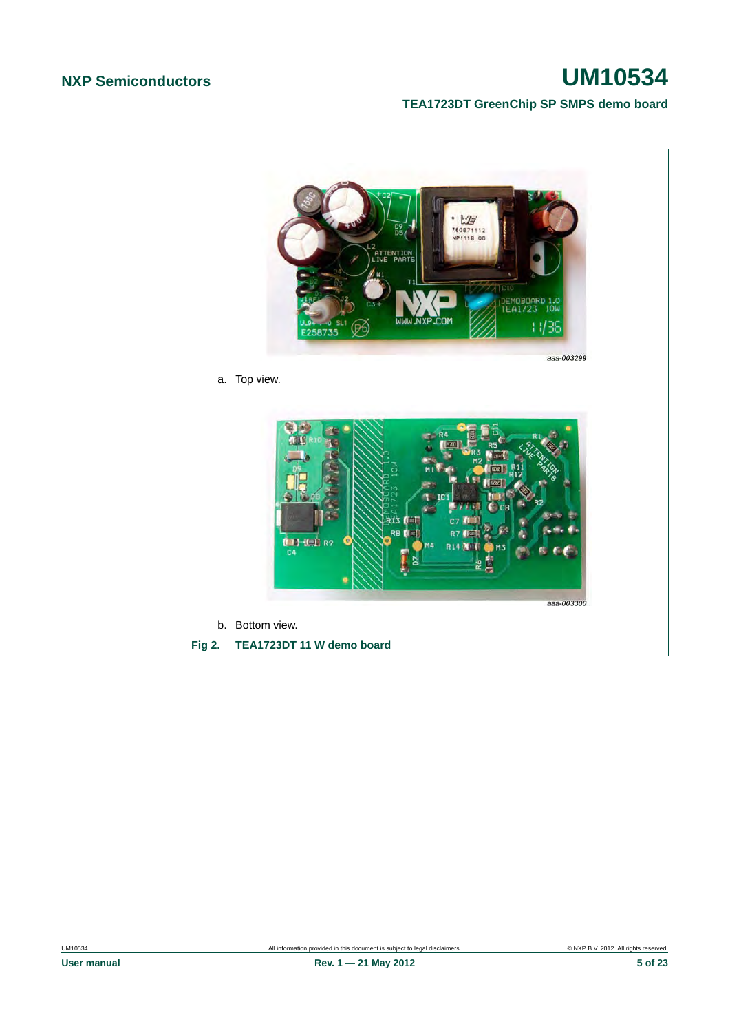aaa-003299

a. Top view.

aaa-003300

b. Bottom view.

**Fig 2. TEA1723DT 11 W demo board**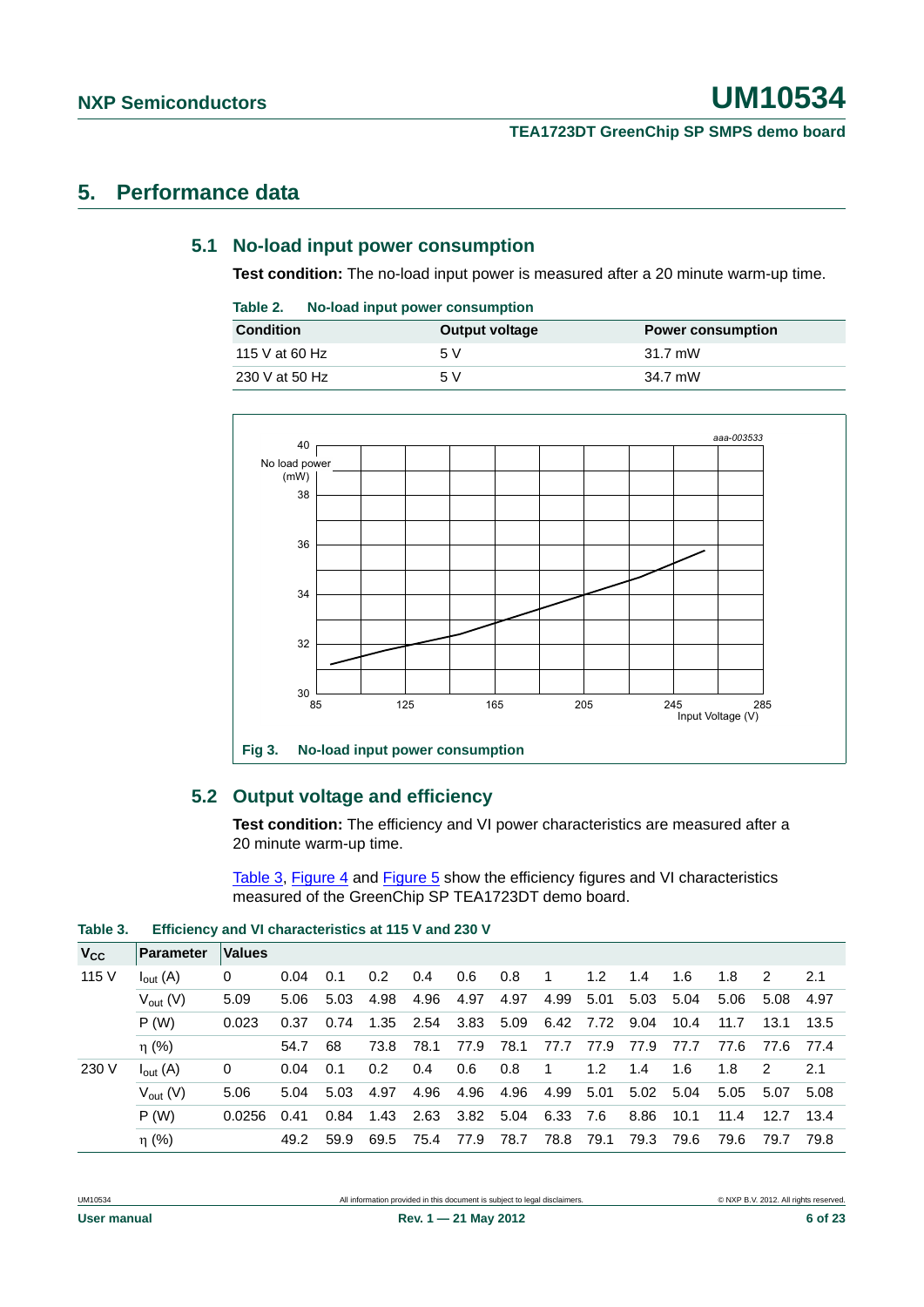## 5. Performance data

### 5.1 No-load input power consumption

**Test condition:** The no-load input power is measured after a 20 minute warm-up time.

**Table 2. No-load input power consumption**

| Condition | Output voltage | Power consumption |
|---|---|---|
| 115 V at 60 Hz | 5 V | 31.7 mW |
| 230 V at 50 Hz | 5 V | 34.7 mW |

**Fig 3. No-load input power consumption**

### 5.2 Output voltage and efficiency

**Test condition:** The efficiency and VI power characteristics are measured after a 20 minute warm-up time.

Table 3, Figure 4 and Figure 5 show the efficiency figures and VI characteristics measured of the GreenChip SP TEA1723DT demo board.

**Table 3. Efficiency and VI characteristics at 115 V and 230 V**

| $V_{CC}$ | Parameter | Values | | | | | | | | | | | | | |
|---|---|---|---|---|---|---|---|---|---|---|---|---|---|---|---|
| 115 V | $I_{out}$ (A) | 0 | 0.04 | 0.1 | 0.2 | 0.4 | 0.6 | 0.8 | 1 | 1.2 | 1.4 | 1.6 | 1.8 | 2 | 2.1 |
| | $V_{out}$ (V) | 5.09 | 5.06 | 5.03 | 4.98 | 4.96 | 4.97 | 4.97 | 4.99 | 5.01 | 5.03 | 5.04 | 5.06 | 5.08 | 4.97 |
| | P (W) | 0.023 | 0.37 | 0.74 | 1.35 | 2.54 | 3.83 | 5.09 | 6.42 | 7.72 | 9.04 | 10.4 | 11.7 | 13.1 | 13.5 |
| | η (%) | | 54.7 | 68 | 73.8 | 78.1 | 77.9 | 78.1 | 77.7 | 77.9 | 77.9 | 77.7 | 77.6 | 77.6 | 77.4 |
| 230 V | $I_{out}$ (A) | 0 | 0.04 | 0.1 | 0.2 | 0.4 | 0.6 | 0.8 | 1 | 1.2 | 1.4 | 1.6 | 1.8 | 2 | 2.1 |
| | $V_{out}$ (V) | 5.06 | 5.04 | 5.03 | 4.97 | 4.96 | 4.96 | 4.96 | 4.99 | 5.01 | 5.02 | 5.04 | 5.05 | 5.07 | 5.08 |
| | P (W) | 0.0256 | 0.41 | 0.84 | 1.43 | 2.63 | 3.82 | 5.04 | 6.33 | 7.6 | 8.86 | 10.1 | 11.4 | 12.7 | 13.4 |
| | η (%) | | 49.2 | 59.9 | 69.5 | 75.4 | 77.9 | 78.7 | 78.8 | 79.1 | 79.3 | 79.6 | 79.6 | 79.7 | 79.8 |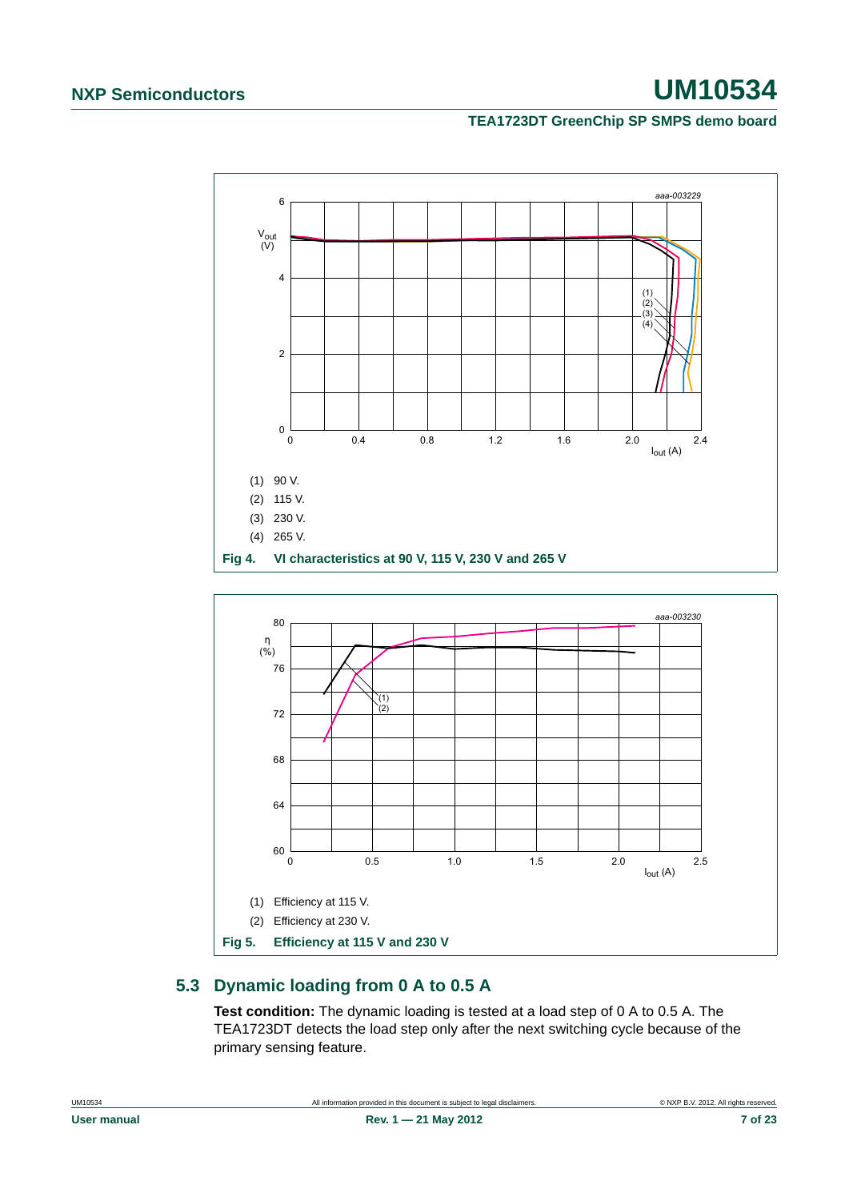(1) 90 V.

(2) 115 V.

(3) 230 V.

(4) 265 V.

**Fig 4. VI characteristics at 90 V, 115 V, 230 V and 265 V**

(1) Efficiency at 115 V.

(2) Efficiency at 230 V.

**Fig 5. Efficiency at 115 V and 230 V**

## 5.3 Dynamic loading from 0 A to 0.5 A

**Test condition:** The dynamic loading is tested at a load step of 0 A to 0.5 A. The TEA1723DT detects the load step only after the next switching cycle because of the primary sensing feature.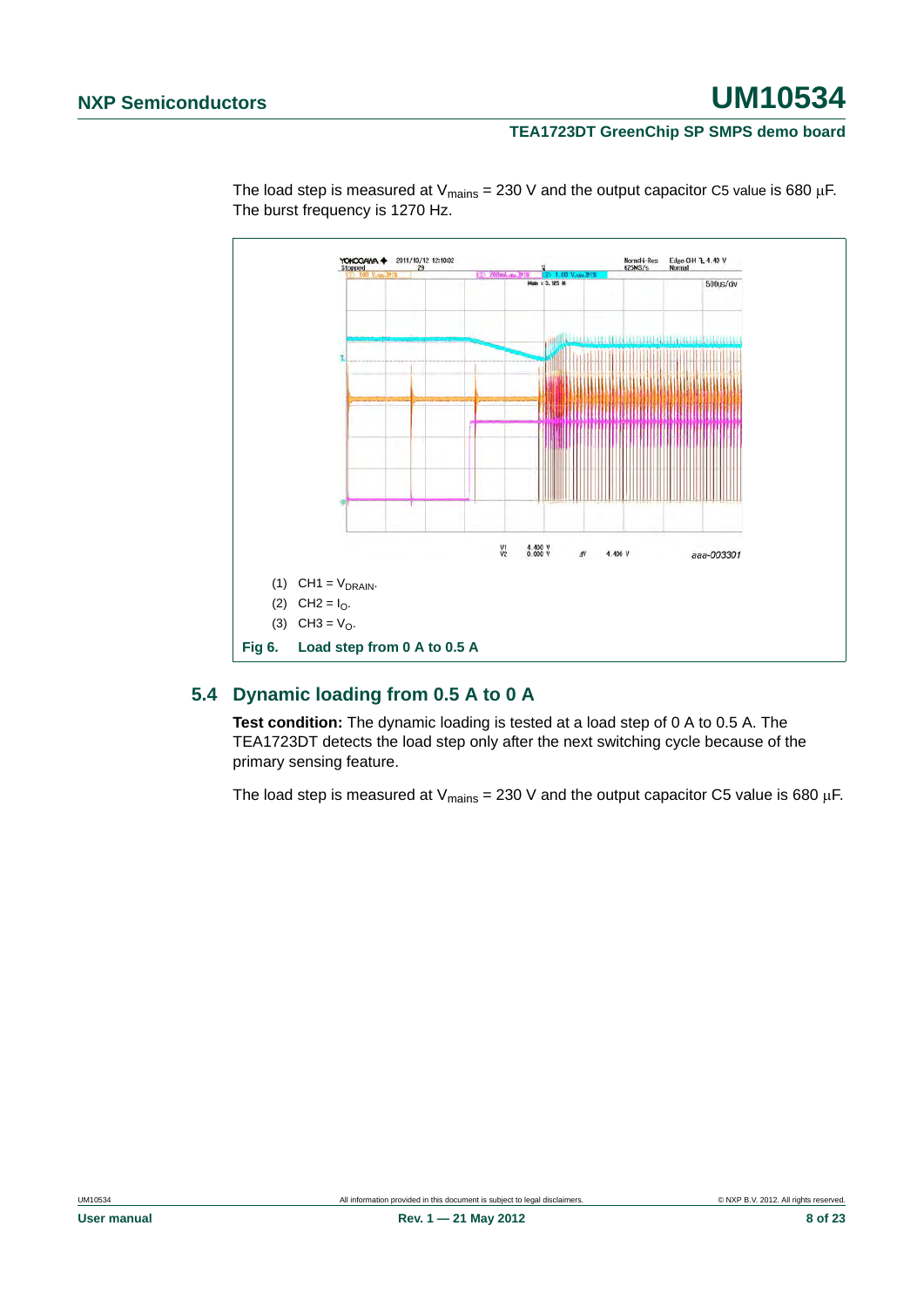The load step is measured at $V_{mains}$ = 230 V and the output capacitor C5 value is 680 μF. The burst frequency is 1270 Hz.

(1) CH1 = $V_{DRAIN}$.

(2) CH2 = $I_O$.

(3) CH3 = $V_O$.

**Fig 6. Load step from 0 A to 0.5 A**

## 5.4 Dynamic loading from 0.5 A to 0 A

**Test condition:** The dynamic loading is tested at a load step of 0 A to 0.5 A. The TEA1723DT detects the load step only after the next switching cycle because of the primary sensing feature.

The load step is measured at $V_{mains}$ = 230 V and the output capacitor C5 value is 680 μF.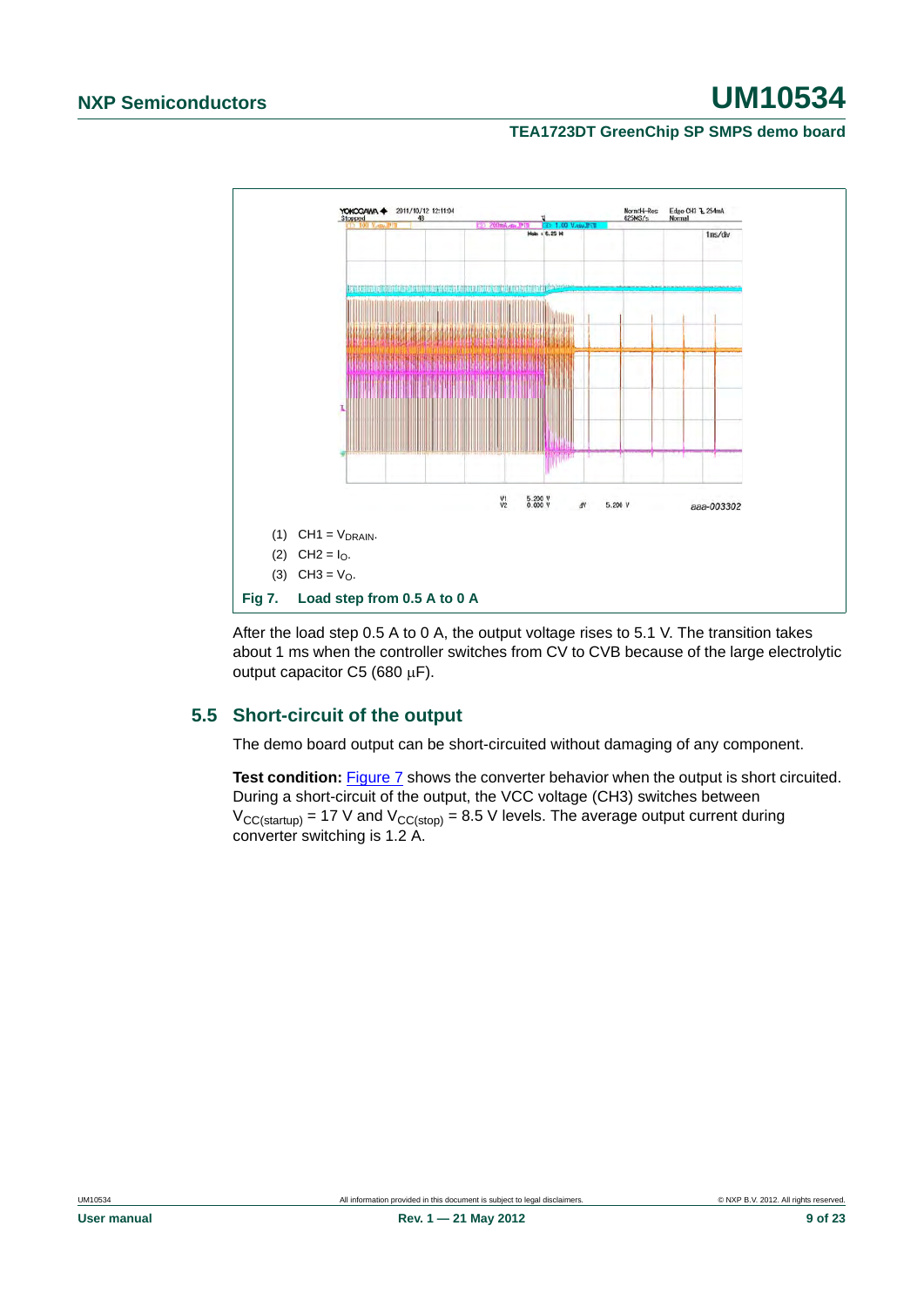(1) CH1 = $V_{DRAIN}$.

(2) CH2 = $I_O$.

(3) CH3 = $V_O$.

**Fig 7. Load step from 0.5 A to 0 A**

After the load step 0.5 A to 0 A, the output voltage rises to 5.1 V. The transition takes about 1 ms when the controller switches from CV to CVB because of the large electrolytic output capacitor C5 (680 μF).

## 5.5 Short-circuit of the output

The demo board output can be short-circuited without damaging of any component.

**Test condition:** Figure 7 shows the converter behavior when the output is short circuited. During a short-circuit of the output, the VCC voltage (CH3) switches between $V_{CC(startup)}$ = 17 V and $V_{CC(stop)}$ = 8.5 V levels. The average output current during converter switching is 1.2 A.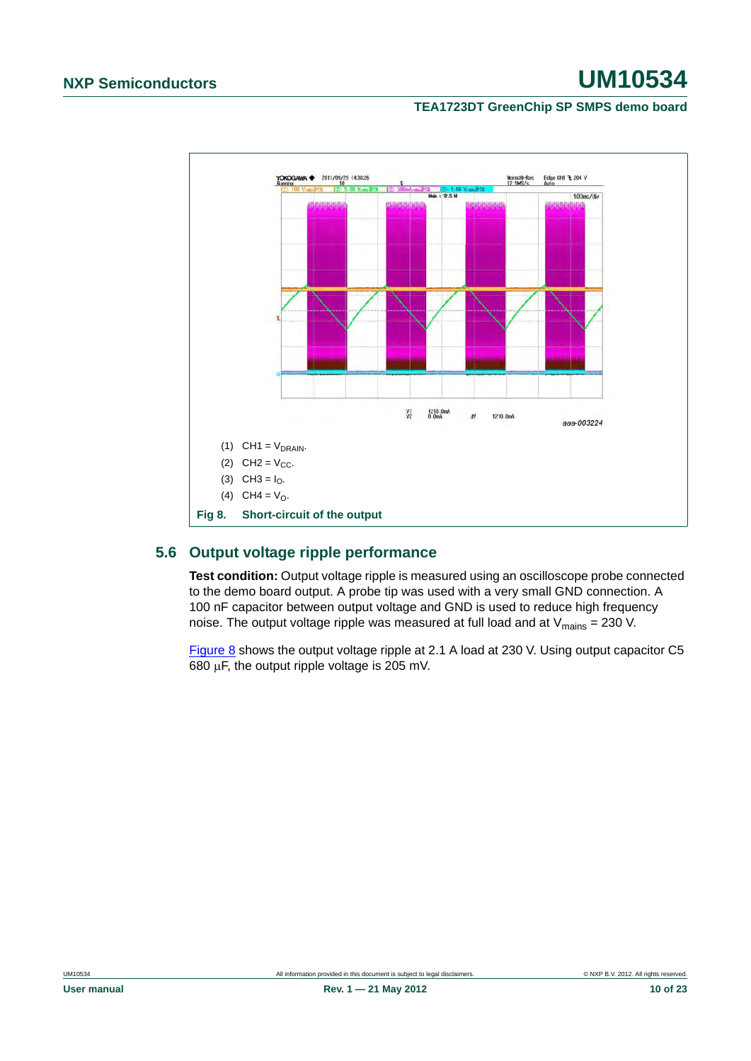(1) CH1 = $V_{DRAIN}$.

(2) CH2 = $V_{CC}$.

(3) CH3 = $I_O$.

(4) CH4 = $V_O$.

**Fig 8. Short-circuit of the output**

## 5.6 Output voltage ripple performance

**Test condition:** Output voltage ripple is measured using an oscilloscope probe connected to the demo board output. A probe tip was used with a very small GND connection. A 100 nF capacitor between output voltage and GND is used to reduce high frequency noise. The output voltage ripple was measured at full load and at $V_{mains}$ = 230 V.

Figure 8 shows the output voltage ripple at 2.1 A load at 230 V. Using output capacitor C5 680 μF, the output ripple voltage is 205 mV.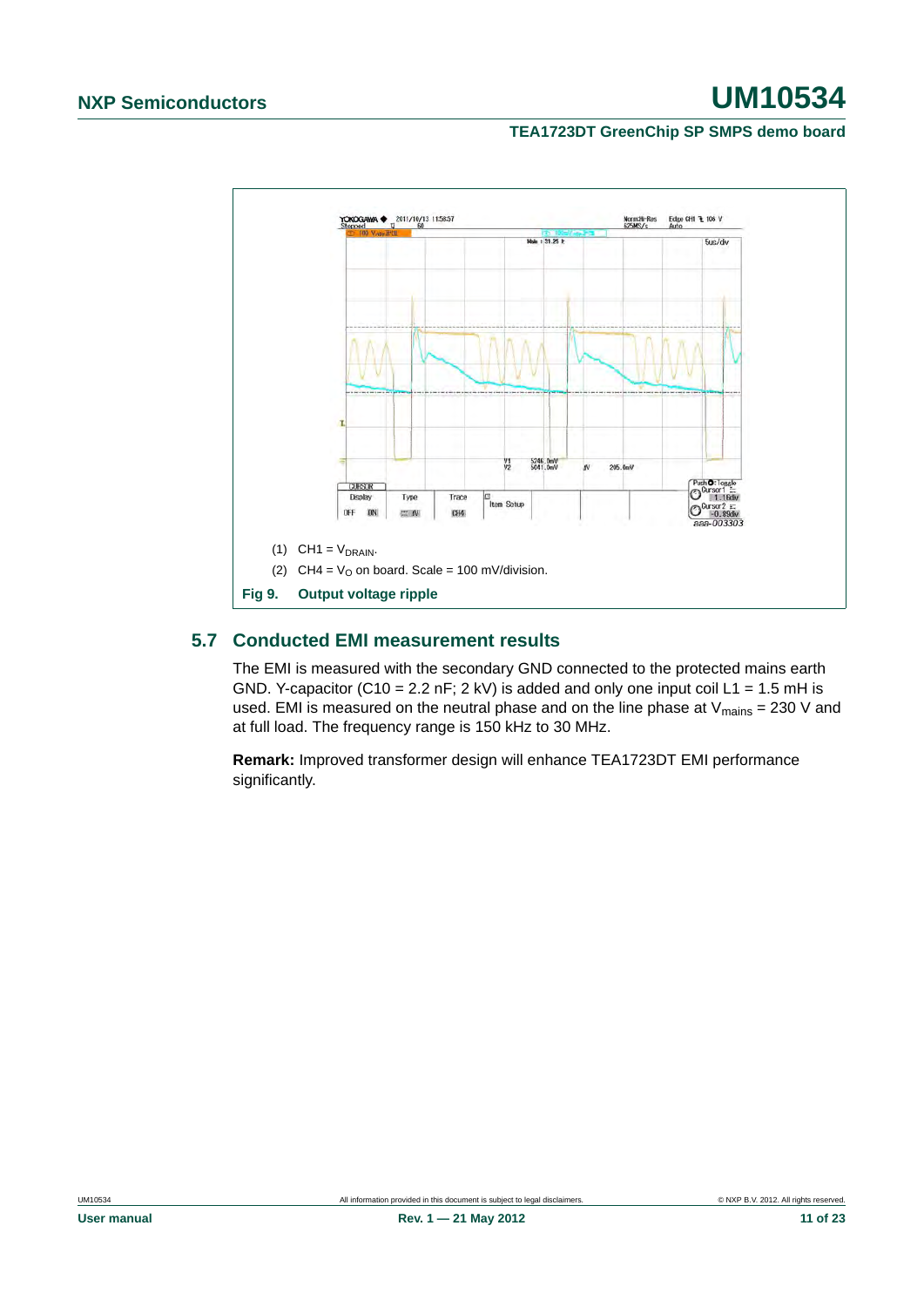(1) CH1 = $V_{DRAIN}$.

(2) CH4 = $V_O$ on board. Scale = 100 mV/division.

**Fig 9. Output voltage ripple**

## 5.7 Conducted EMI measurement results

The EMI is measured with the secondary GND connected to the protected mains earth GND. Y-capacitor (C10 = 2.2 nF; 2 kV) is added and only one input coil L1 = 1.5 mH is used. EMI is measured on the neutral phase and on the line phase at $V_{mains}$ = 230 V and at full load. The frequency range is 150 kHz to 30 MHz.

**Remark:** Improved transformer design will enhance TEA1723DT EMI performance significantly.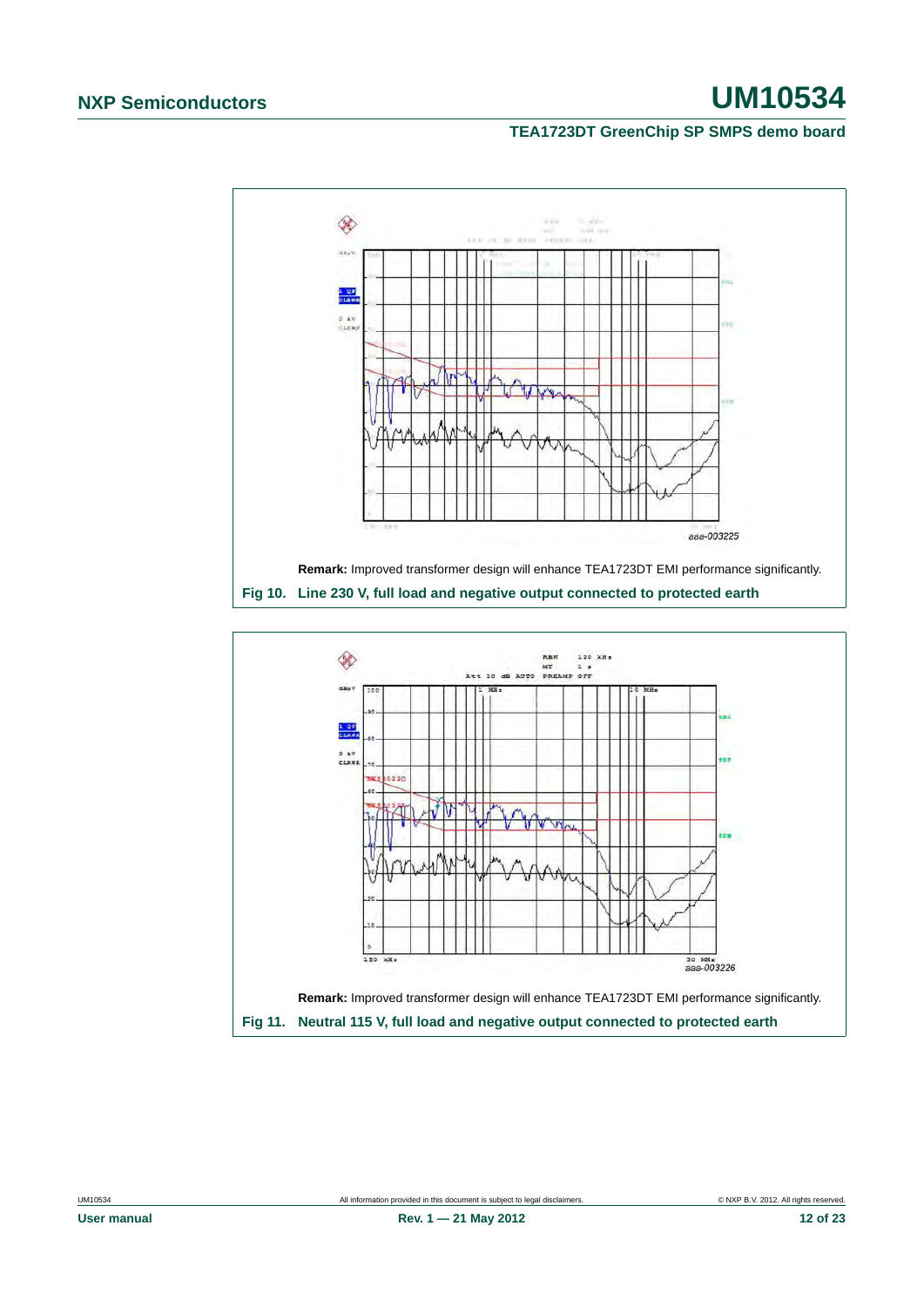aaa-003225

**Remark:** Improved transformer design will enhance TEA1723DT EMI performance significantly.

**Fig 10. Line 230 V, full load and negative output connected to protected earth**

aaa-003226

**Remark:** Improved transformer design will enhance TEA1723DT EMI performance significantly.

**Fig 11. Neutral 115 V, full load and negative output connected to protected earth**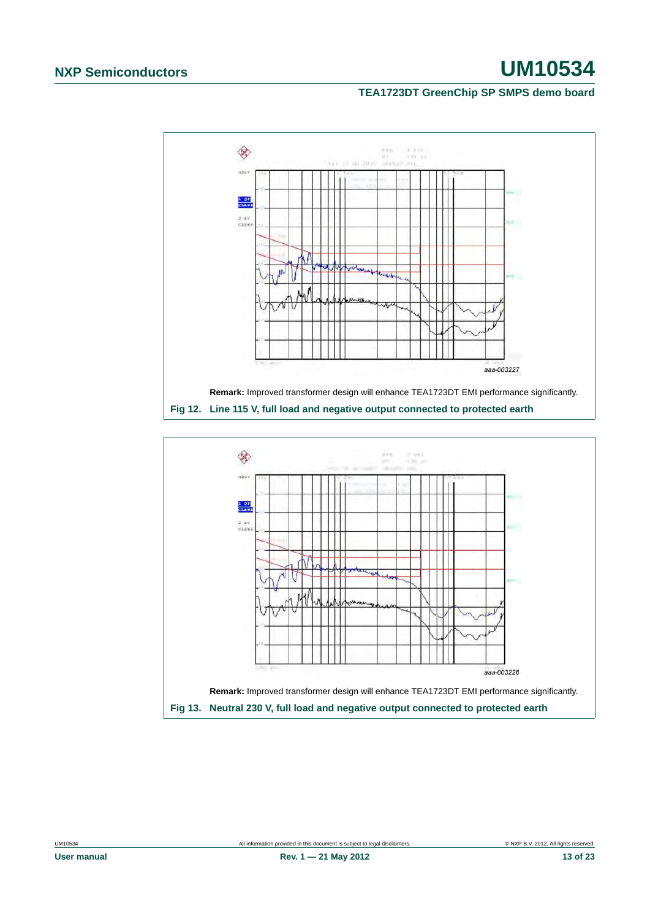aaa-003227

**Remark:** Improved transformer design will enhance TEA1723DT EMI performance significantly.

**Fig 12. Line 115 V, full load and negative output connected to protected earth**

aaa-003228

**Remark:** Improved transformer design will enhance TEA1723DT EMI performance significantly.

**Fig 13. Neutral 230 V, full load and negative output connected to protected earth**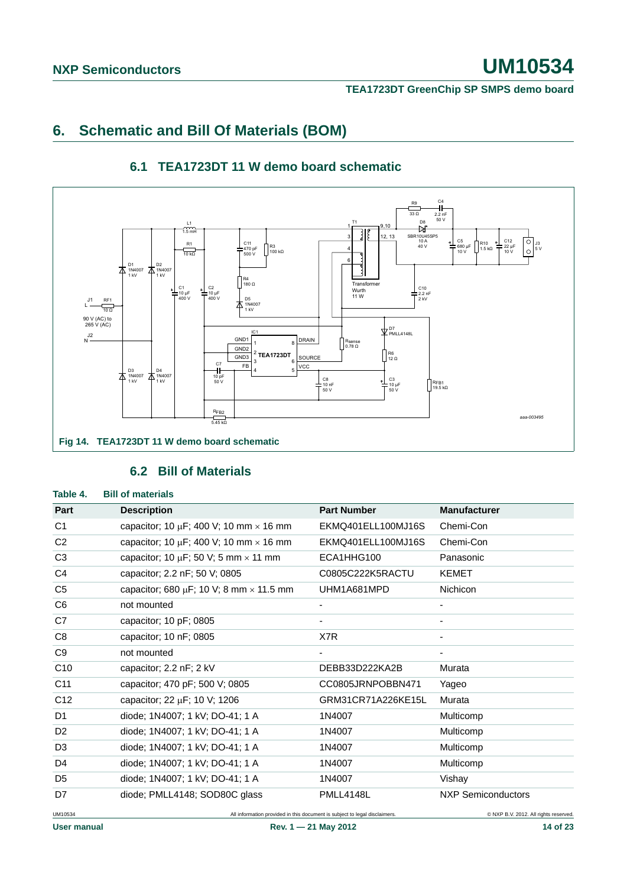# 6. Schematic and Bill Of Materials (BOM)

## 6.1 TEA1723DT 11 W demo board schematic

Fig 14. TEA1723DT 11 W demo board schematic

## 6.2 Bill of Materials

**Table 4. Bill of materials**

| Part | Description | Part Number | Manufacturer |
|---|---|---|---|
| C1 | capacitor; 10 μF; 400 V; 10 mm × 16 mm | EKMQ401ELL100MJ16S | Chemi-Con |
| C2 | capacitor; 10 μF; 400 V; 10 mm × 16 mm | EKMQ401ELL100MJ16S | Chemi-Con |
| C3 | capacitor; 10 μF; 50 V; 5 mm × 11 mm | ECA1HHG100 | Panasonic |
| C4 | capacitor; 2.2 nF; 50 V; 0805 | C0805C222K5RACTU | KEMET |
| C5 | capacitor; 680 μF; 10 V; 8 mm × 11.5 mm | UHM1A681MPD | Nichicon |
| C6 | not mounted | - | - |
| C7 | capacitor; 10 pF; 0805 | - | - |
| C8 | capacitor; 10 nF; 0805 | X7R | - |
| C9 | not mounted | - | - |
| C10 | capacitor; 2.2 nF; 2 kV | DEBB33D222KA2B | Murata |
| C11 | capacitor; 470 pF; 500 V; 0805 | CC0805JRNPOBBN471 | Yageo |
| C12 | capacitor; 22 μF; 10 V; 1206 | GRM31CR71A226KE15L | Murata |
| D1 | diode; 1N4007; 1 kV; DO-41; 1 A | 1N4007 | Multicomp |
| D2 | diode; 1N4007; 1 kV; DO-41; 1 A | 1N4007 | Multicomp |
| D3 | diode; 1N4007; 1 kV; DO-41; 1 A | 1N4007 | Multicomp |
| D4 | diode; 1N4007; 1 kV; DO-41; 1 A | 1N4007 | Multicomp |
| D5 | diode; 1N4007; 1 kV; DO-41; 1 A | 1N4007 | Vishay |
| D7 | diode; PMLL4148; SOD80C glass | PMLL4148L | NXP Semiconductors |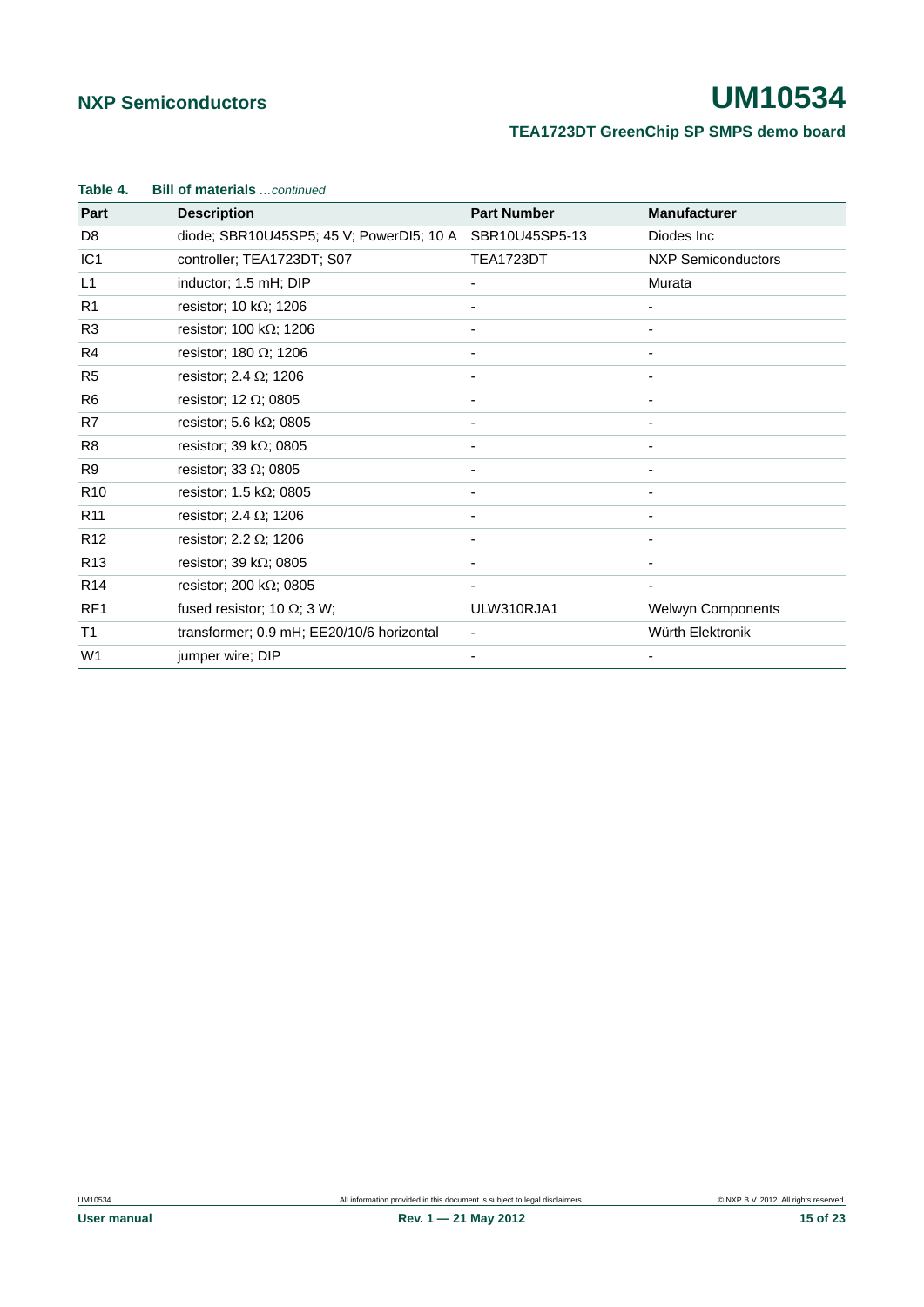**Table 4. Bill of materials** *…continued*

| Part | Description | Part Number | Manufacturer |
|---|---|---|---|
| D8 | diode; SBR10U45SP5; 45 V; PowerDI5; 10 A | SBR10U45SP5-13 | Diodes Inc |
| IC1 | controller; TEA1723DT; S07 | TEA1723DT | NXP Semiconductors |
| L1 | inductor; 1.5 mH; DIP | - | Murata |
| R1 | resistor; 10 kΩ; 1206 | - | - |
| R3 | resistor; 100 kΩ; 1206 | - | - |
| R4 | resistor; 180 Ω; 1206 | - | - |
| R5 | resistor; 2.4 Ω; 1206 | - | - |
| R6 | resistor; 12 Ω; 0805 | - | - |
| R7 | resistor; 5.6 kΩ; 0805 | - | - |
| R8 | resistor; 39 kΩ; 0805 | - | - |
| R9 | resistor; 33 Ω; 0805 | - | - |
| R10 | resistor; 1.5 kΩ; 0805 | - | - |
| R11 | resistor; 2.4 Ω; 1206 | - | - |
| R12 | resistor; 2.2 Ω; 1206 | - | - |
| R13 | resistor; 39 kΩ; 0805 | - | - |
| R14 | resistor; 200 kΩ; 0805 | - | - |
| RF1 | fused resistor; 10 Ω; 3 W; | ULW310RJA1 | Welwyn Components |
| T1 | transformer; 0.9 mH; EE20/10/6 horizontal | - | Würth Elektronik |
| W1 | jumper wire; DIP | - | - |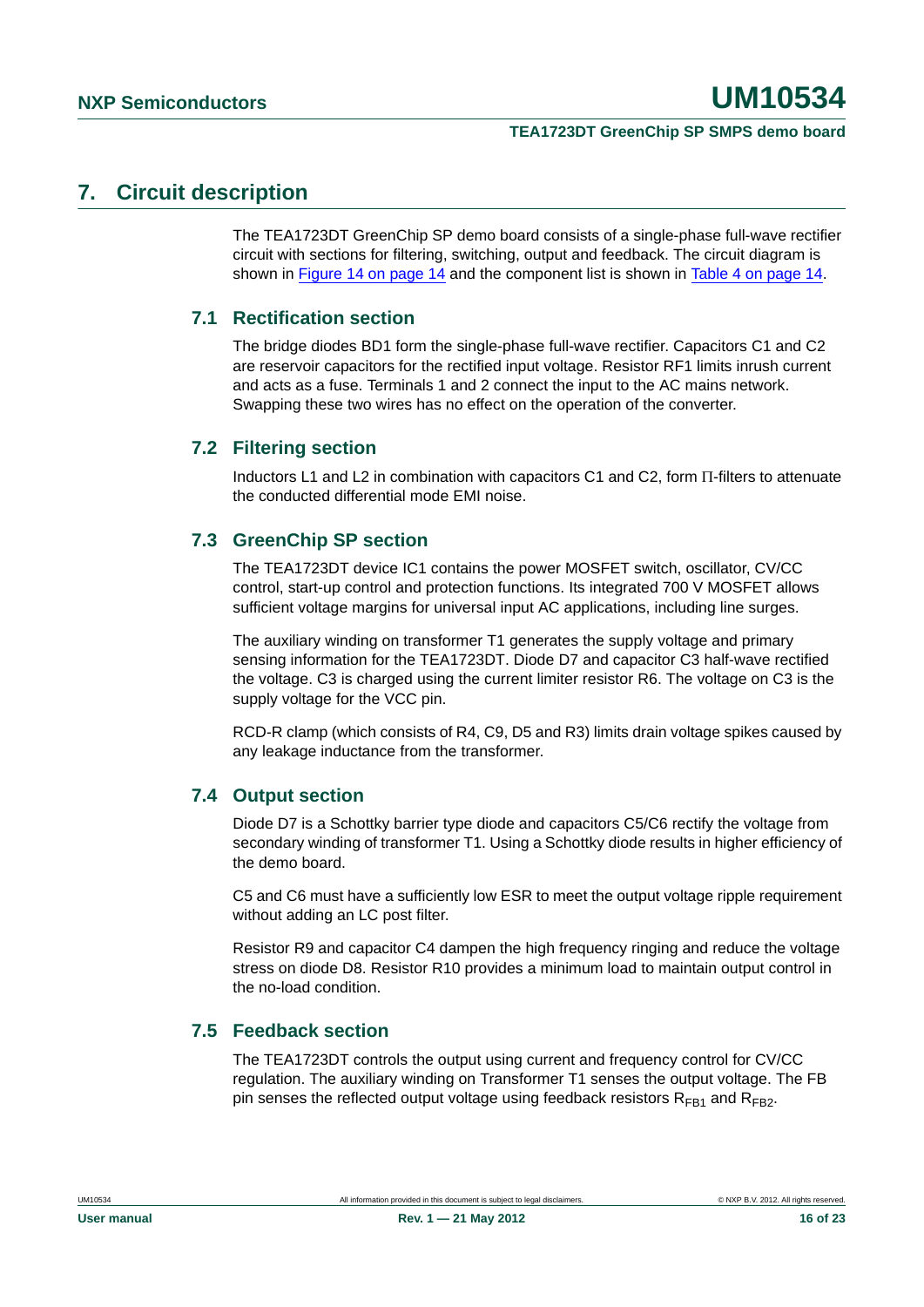## 7. Circuit description

The TEA1723DT GreenChip SP demo board consists of a single-phase full-wave rectifier circuit with sections for filtering, switching, output and feedback. The circuit diagram is shown in Figure 14 on page 14 and the component list is shown in Table 4 on page 14.

### 7.1 Rectification section

The bridge diodes BD1 form the single-phase full-wave rectifier. Capacitors C1 and C2 are reservoir capacitors for the rectified input voltage. Resistor RF1 limits inrush current and acts as a fuse. Terminals 1 and 2 connect the input to the AC mains network. Swapping these two wires has no effect on the operation of the converter.

### 7.2 Filtering section

Inductors L1 and L2 in combination with capacitors C1 and C2, form Π-filters to attenuate the conducted differential mode EMI noise.

### 7.3 GreenChip SP section

The TEA1723DT device IC1 contains the power MOSFET switch, oscillator, CV/CC control, start-up control and protection functions. Its integrated 700 V MOSFET allows sufficient voltage margins for universal input AC applications, including line surges.

The auxiliary winding on transformer T1 generates the supply voltage and primary sensing information for the TEA1723DT. Diode D7 and capacitor C3 half-wave rectified the voltage. C3 is charged using the current limiter resistor R6. The voltage on C3 is the supply voltage for the VCC pin.

RCD-R clamp (which consists of R4, C9, D5 and R3) limits drain voltage spikes caused by any leakage inductance from the transformer.

### 7.4 Output section

Diode D7 is a Schottky barrier type diode and capacitors C5/C6 rectify the voltage from secondary winding of transformer T1. Using a Schottky diode results in higher efficiency of the demo board.

C5 and C6 must have a sufficiently low ESR to meet the output voltage ripple requirement without adding an LC post filter.

Resistor R9 and capacitor C4 dampen the high frequency ringing and reduce the voltage stress on diode D8. Resistor R10 provides a minimum load to maintain output control in the no-load condition.

### 7.5 Feedback section

The TEA1723DT controls the output using current and frequency control for CV/CC regulation. The auxiliary winding on Transformer T1 senses the output voltage. The FB pin senses the reflected output voltage using feedback resistors $R_{FB1}$ and $R_{FB2}$.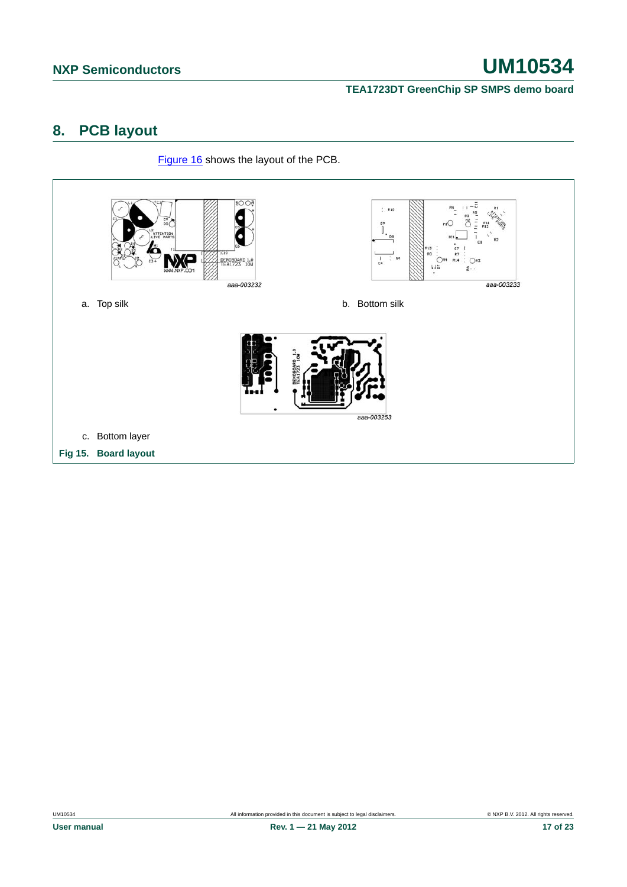## 8. PCB layout

Figure 16 shows the layout of the PCB.

aaa-003232

a. Top silk

aaa-003233

b. Bottom silk

aaa-003253

c. Bottom layer

**Fig 15. Board layout**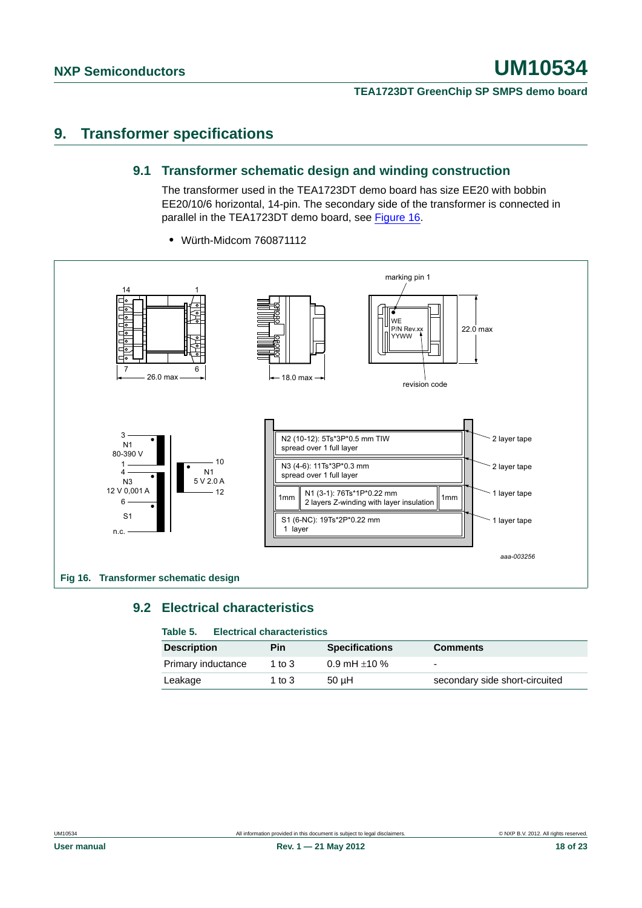# 9. Transformer specifications

## 9.1 Transformer schematic design and winding construction

The transformer used in the TEA1723DT demo board has size EE20 with bobbin EE20/10/6 horizontal, 14-pin. The secondary side of the transformer is connected in parallel in the TEA1723DT demo board, see Figure 16.

- Würth-Midcom 760871112

**Fig 16. Transformer schematic design**

## 9.2 Electrical characteristics

**Table 5. Electrical characteristics**

| Description | Pin | Specifications | Comments |
|---|---|---|---|
| Primary inductance | 1 to 3 | 0.9 mH ±10 % | - |
| Leakage | 1 to 3 | 50 µH | secondary side short-circuited |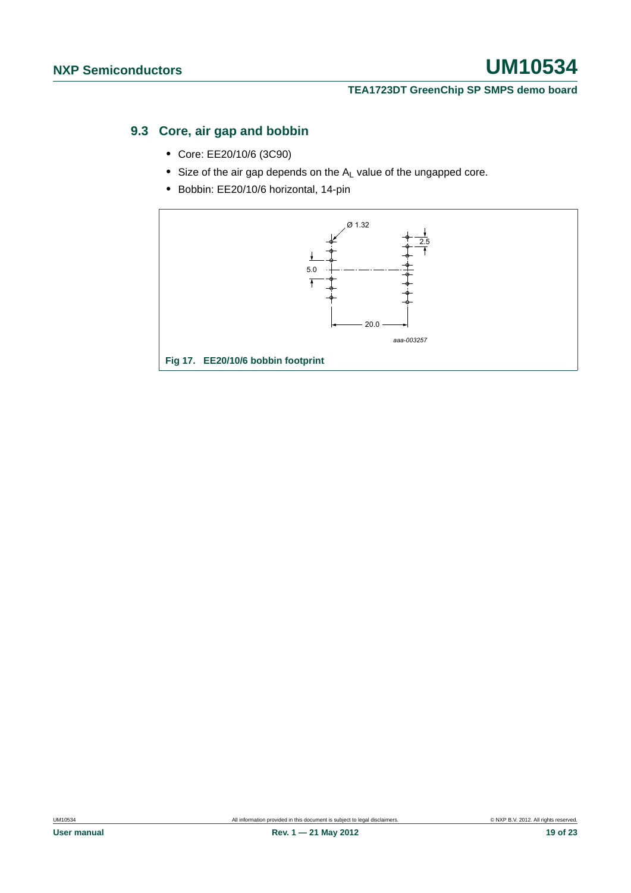### 9.3 Core, air gap and bobbin

- Core: EE20/10/6 (3C90)
- Size of the air gap depends on the $A_L$ value of the ungapped core.
- Bobbin: EE20/10/6 horizontal, 14-pin

Ø 1.32

2.5

5.0

20.0

aaa-003257

**Fig 17. EE20/10/6 bobbin footprint**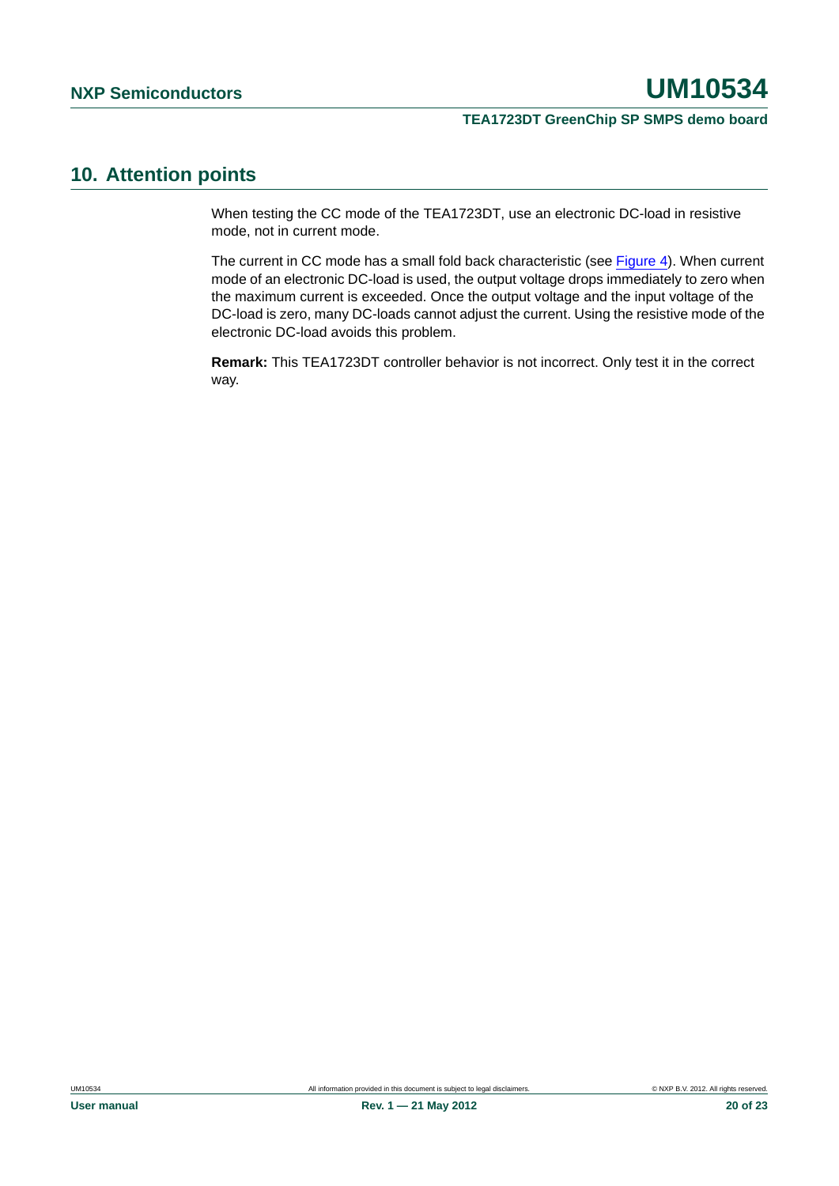## 10. Attention points

When testing the CC mode of the TEA1723DT, use an electronic DC-load in resistive mode, not in current mode.

The current in CC mode has a small fold back characteristic (see Figure 4). When current mode of an electronic DC-load is used, the output voltage drops immediately to zero when the maximum current is exceeded. Once the output voltage and the input voltage of the DC-load is zero, many DC-loads cannot adjust the current. Using the resistive mode of the electronic DC-load avoids this problem.

**Remark:** This TEA1723DT controller behavior is not incorrect. Only test it in the correct way.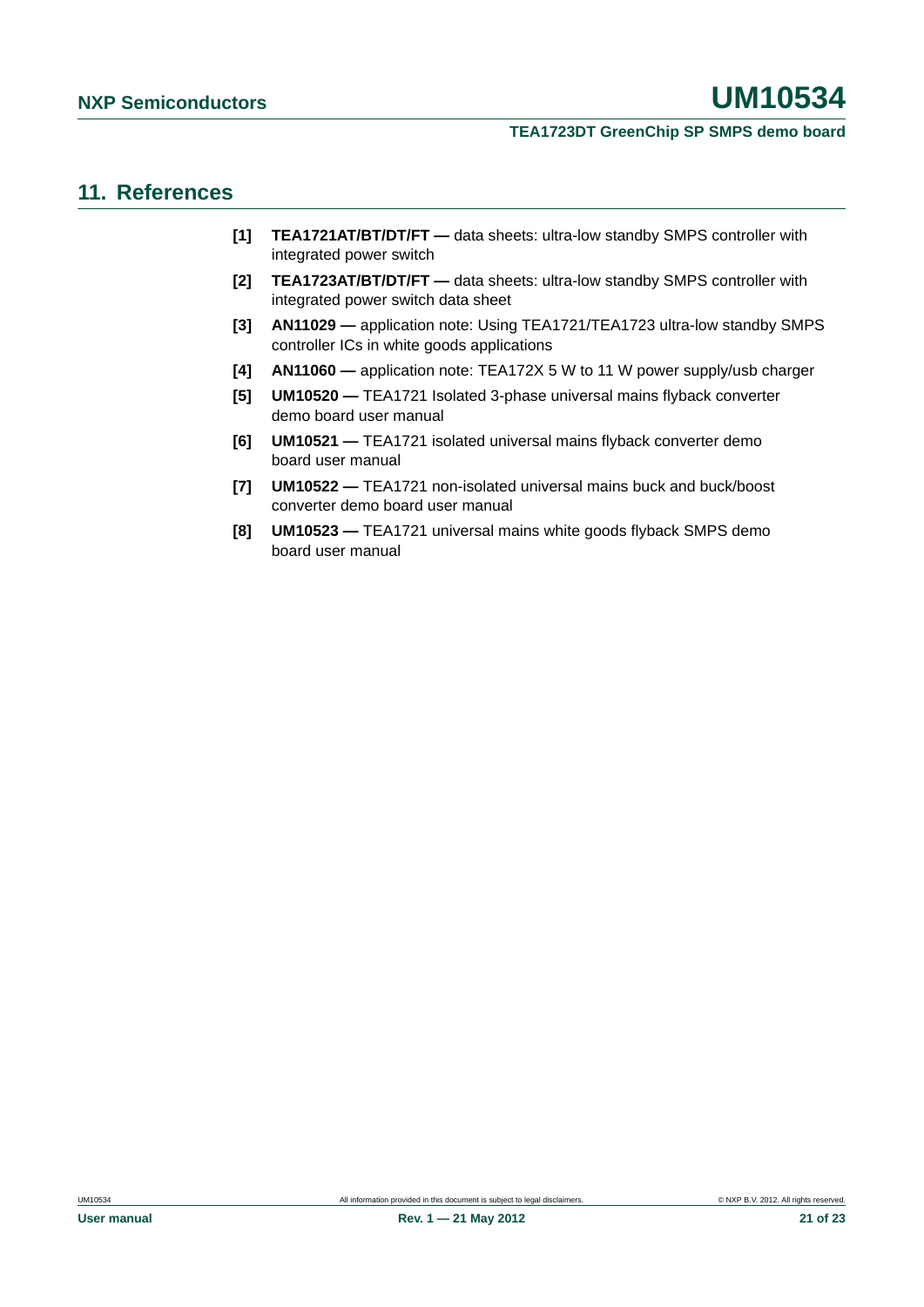## 11. References

[1] **TEA1721AT/BT/DT/FT —** data sheets: ultra-low standby SMPS controller with integrated power switch

[2] **TEA1723AT/BT/DT/FT —** data sheets: ultra-low standby SMPS controller with integrated power switch data sheet

[3] **AN11029 —** application note: Using TEA1721/TEA1723 ultra-low standby SMPS controller ICs in white goods applications

[4] **AN11060 —** application note: TEA172X 5 W to 11 W power supply/usb charger

[5] **UM10520 —** TEA1721 Isolated 3-phase universal mains flyback converter demo board user manual

[6] **UM10521 —** TEA1721 isolated universal mains flyback converter demo board user manual

[7] **UM10522 —** TEA1721 non-isolated universal mains buck and buck/boost converter demo board user manual

[8] **UM10523 —** TEA1721 universal mains white goods flyback SMPS demo board user manual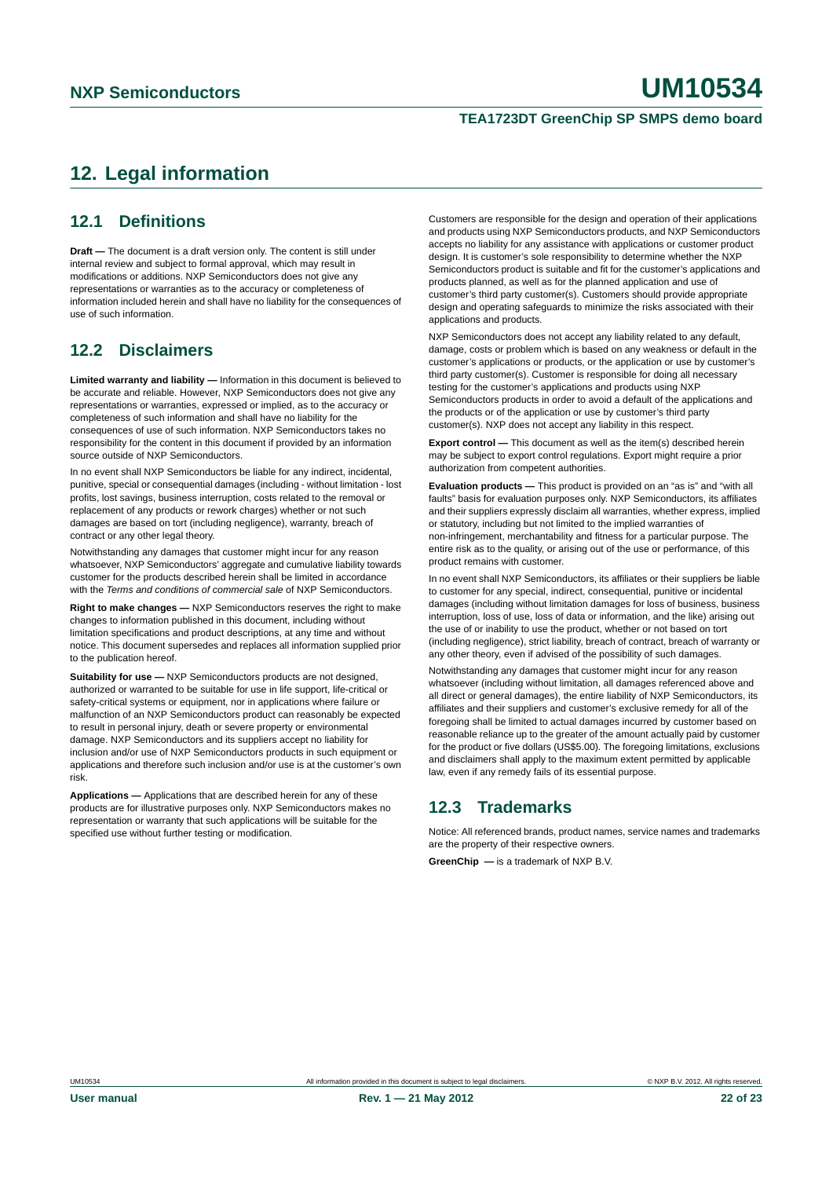## 12. Legal information

### 12.1 Definitions

**Draft —** The document is a draft version only. The content is still under internal review and subject to formal approval, which may result in modifications or additions. NXP Semiconductors does not give any representations or warranties as to the accuracy or completeness of information included herein and shall have no liability for the consequences of use of such information.

### 12.2 Disclaimers

**Limited warranty and liability —** Information in this document is believed to be accurate and reliable. However, NXP Semiconductors does not give any representations or warranties, expressed or implied, as to the accuracy or completeness of such information and shall have no liability for the consequences of use of such information. NXP Semiconductors takes no responsibility for the content in this document if provided by an information source outside of NXP Semiconductors.

In no event shall NXP Semiconductors be liable for any indirect, incidental, punitive, special or consequential damages (including - without limitation - lost profits, lost savings, business interruption, costs related to the removal or replacement of any products or rework charges) whether or not such damages are based on tort (including negligence), warranty, breach of contract or any other legal theory.

Notwithstanding any damages that customer might incur for any reason whatsoever, NXP Semiconductors' aggregate and cumulative liability towards customer for the products described herein shall be limited in accordance with the *Terms and conditions of commercial sale* of NXP Semiconductors.

**Right to make changes —** NXP Semiconductors reserves the right to make changes to information published in this document, including without limitation specifications and product descriptions, at any time and without notice. This document supersedes and replaces all information supplied prior to the publication hereof.

**Suitability for use —** NXP Semiconductors products are not designed, authorized or warranted to be suitable for use in life support, life-critical or safety-critical systems or equipment, nor in applications where failure or malfunction of an NXP Semiconductors product can reasonably be expected to result in personal injury, death or severe property or environmental damage. NXP Semiconductors and its suppliers accept no liability for inclusion and/or use of NXP Semiconductors products in such equipment or applications and therefore such inclusion and/or use is at the customer's own risk.

**Applications —** Applications that are described herein for any of these products are for illustrative purposes only. NXP Semiconductors makes no representation or warranty that such applications will be suitable for the specified use without further testing or modification.

Customers are responsible for the design and operation of their applications and products using NXP Semiconductors products, and NXP Semiconductors accepts no liability for any assistance with applications or customer product design. It is customer's sole responsibility to determine whether the NXP Semiconductors product is suitable and fit for the customer's applications and products planned, as well as for the planned application and use of customer's third party customer(s). Customers should provide appropriate design and operating safeguards to minimize the risks associated with their applications and products.

NXP Semiconductors does not accept any liability related to any default, damage, costs or problem which is based on any weakness or default in the customer's applications or products, or the application or use by customer's third party customer(s). Customer is responsible for doing all necessary testing for the customer's applications and products using NXP Semiconductors products in order to avoid a default of the applications and the products or of the application or use by customer's third party customer(s). NXP does not accept any liability in this respect.

**Export control —** This document as well as the item(s) described herein may be subject to export control regulations. Export might require a prior authorization from competent authorities.

**Evaluation products —** This product is provided on an "as is" and "with all faults" basis for evaluation purposes only. NXP Semiconductors, its affiliates and their suppliers expressly disclaim all warranties, whether express, implied or statutory, including but not limited to the implied warranties of non-infringement, merchantability and fitness for a particular purpose. The entire risk as to the quality, or arising out of the use or performance, of this product remains with customer.

In no event shall NXP Semiconductors, its affiliates or their suppliers be liable to customer for any special, indirect, consequential, punitive or incidental damages (including without limitation damages for loss of business, business interruption, loss of use, loss of data or information, and the like) arising out the use of or inability to use the product, whether or not based on tort (including negligence), strict liability, breach of contract, breach of warranty or any other theory, even if advised of the possibility of such damages.

Notwithstanding any damages that customer might incur for any reason whatsoever (including without limitation, all damages referenced above and all direct or general damages), the entire liability of NXP Semiconductors, its affiliates and their suppliers and customer's exclusive remedy for all of the foregoing shall be limited to actual damages incurred by customer based on reasonable reliance up to the greater of the amount actually paid by customer for the product or five dollars (US$5.00). The foregoing limitations, exclusions and disclaimers shall apply to the maximum extent permitted by applicable law, even if any remedy fails of its essential purpose.

### 12.3 Trademarks

Notice: All referenced brands, product names, service names and trademarks are the property of their respective owners.

**GreenChip —** is a trademark of NXP B.V.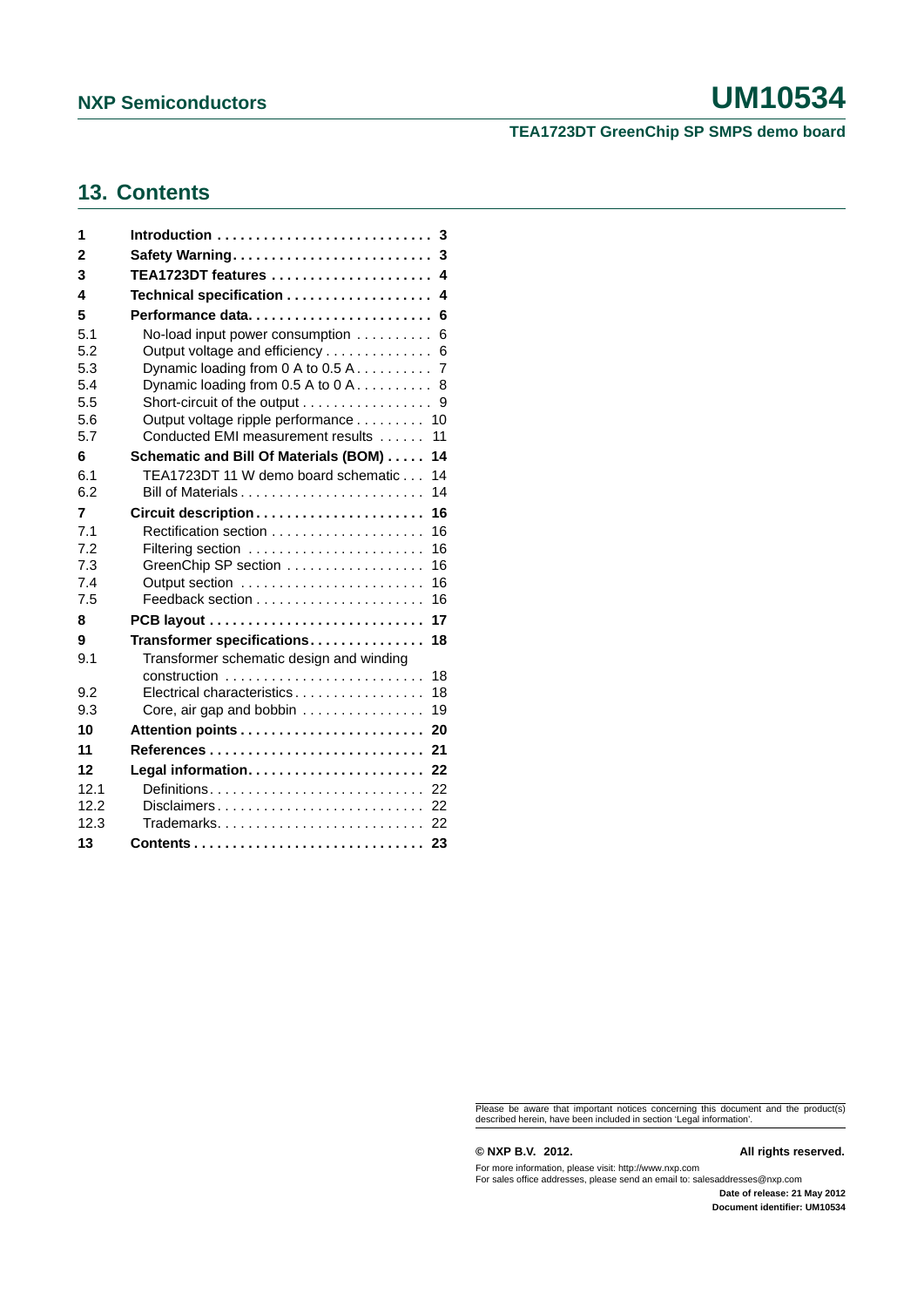## 13. Contents

| | | |
|---|---|---|
| **1** | **Introduction** | **3** |
| **2** | **Safety Warning** | **3** |
| **3** | **TEA1723DT features** | **4** |
| **4** | **Technical specification** | **4** |
| **5** | **Performance data** | **6** |
| 5.1 | No-load input power consumption | 6 |
| 5.2 | Output voltage and efficiency | 6 |
| 5.3 | Dynamic loading from 0 A to 0.5 A | 7 |
| 5.4 | Dynamic loading from 0.5 A to 0 A | 8 |
| 5.5 | Short-circuit of the output | 9 |
| 5.6 | Output voltage ripple performance | 10 |
| 5.7 | Conducted EMI measurement results | 11 |
| **6** | **Schematic and Bill Of Materials (BOM)** | **14** |
| 6.1 | TEA1723DT 11 W demo board schematic | 14 |
| 6.2 | Bill of Materials | 14 |
| **7** | **Circuit description** | **16** |
| 7.1 | Rectification section | 16 |
| 7.2 | Filtering section | 16 |
| 7.3 | GreenChip SP section | 16 |
| 7.4 | Output section | 16 |
| 7.5 | Feedback section | 16 |
| **8** | **PCB layout** | **17** |
| **9** | **Transformer specifications** | **18** |
| 9.1 | Transformer schematic design and winding construction | 18 |
| 9.2 | Electrical characteristics | 18 |
| 9.3 | Core, air gap and bobbin | 19 |
| **10** | **Attention points** | **20** |
| **11** | **References** | **21** |
| **12** | **Legal information** | **22** |
| 12.1 | Definitions | 22 |
| 12.2 | Disclaimers | 22 |
| 12.3 | Trademarks | 22 |
| **13** | **Contents** | **23** |

Please be aware that important notices concerning this document and the product(s) described herein, have been included in section 'Legal information'.

**© NXP B.V. 2012.** **All rights reserved.**

For more information, please visit: http://www.nxp.com
For sales office addresses, please send an email to: salesaddresses@nxp.com

**Date of release: 21 May 2012**
**Document identifier: UM10534**